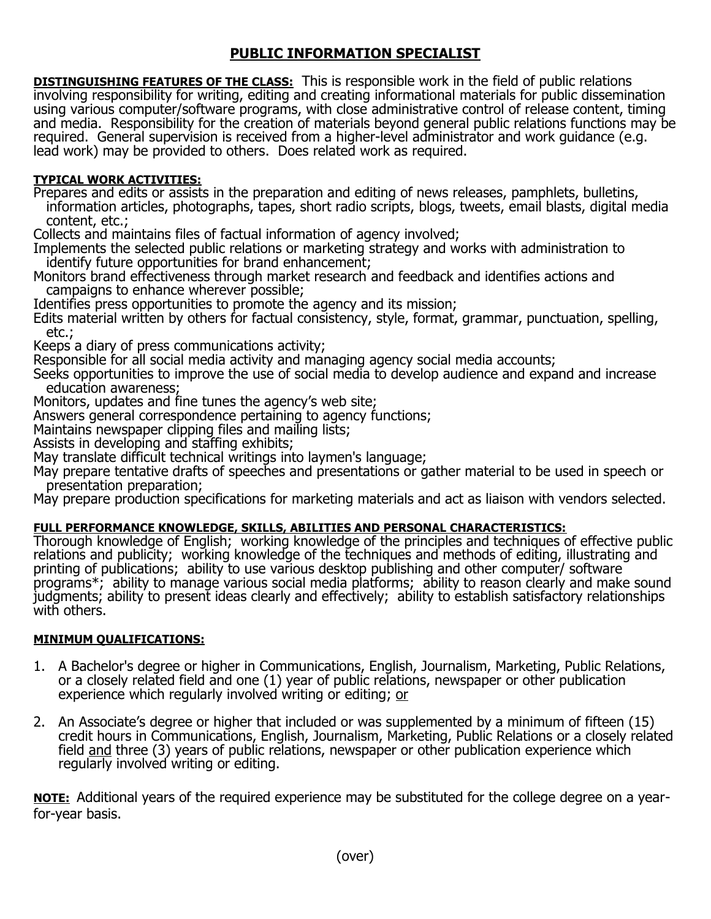# PUBLIC INFORMATION SPECIALIST

**DISTINGUISHING FEATURES OF THE CLASS:** This is responsible work in the field of public relations involving responsibility for writing, editing and creating informational materials for public dissemination using various computer/software programs, with close administrative control of release content, timing and media. Responsibility for the creation of materials beyond general public relations functions may be required. General supervision is received from a higher-level administrator and work guidance (e.g. lead work) may be provided to others. Does related work as required.

**TYPICAL WORK ACTIVITIES:**

Prepares and edits or assists in the preparation and editing of news releases, pamphlets, bulletins, information articles, photographs, tapes, short radio scripts, blogs, tweets, email blasts, digital media content, etc.;

Collects and maintains files of factual information of agency involved;

Implements the selected public relations or marketing strategy and works with administration to identify future opportunities for brand enhancement;

Monitors brand effectiveness through market research and feedback and identifies actions and campaigns to enhance wherever possible;

Identifies press opportunities to promote the agency and its mission;

Edits material written by others for factual consistency, style, format, grammar, punctuation, spelling, etc.;

Keeps a diary of press communications activity;

Responsible for all social media activity and managing agency social media accounts;

Seeks opportunities to improve the use of social media to develop audience and expand and increase education awareness;

Monitors, updates and fine tunes the agency's web site;

Answers general correspondence pertaining to agency functions;

Maintains newspaper clipping files and mailing lists;

Assists in developing and staffing exhibits;

May translate difficult technical writings into laymen's language;

May prepare tentative drafts of speeches and presentations or gather material to be used in speech or presentation preparation;

May prepare production specifications for marketing materials and act as liaison with vendors selected.

**FULL PERFORMANCE KNOWLEDGE, SKILLS, ABILITIES AND PERSONAL CHARACTERISTICS:**

Thorough knowledge of English; working knowledge of the principles and techniques of effective public relations and publicity; working knowledge of the techniques and methods of editing, illustrating and printing of publications; ability to use various desktop publishing and other computer/ software programs*; ability to manage various social media platforms; ability to reason clearly and make sound judgments; ability to present ideas clearly and effectively; ability to establish satisfactory relationships with others.

**MINIMUM QUALIFICATIONS:**

1. A Bachelor's degree or higher in Communications, English, Journalism, Marketing, Public Relations, or a closely related field and one (1) year of public relations, newspaper or other publication experience which regularly involved writing or editing; or

2. An Associate's degree or higher that included or was supplemented by a minimum of fifteen (15) credit hours in Communications, English, Journalism, Marketing, Public Relations or a closely related field and three (3) years of public relations, newspaper or other publication experience which regularly involved writing or editing.

**NOTE:** Additional years of the required experience may be substituted for the college degree on a year-for-year basis.

(over)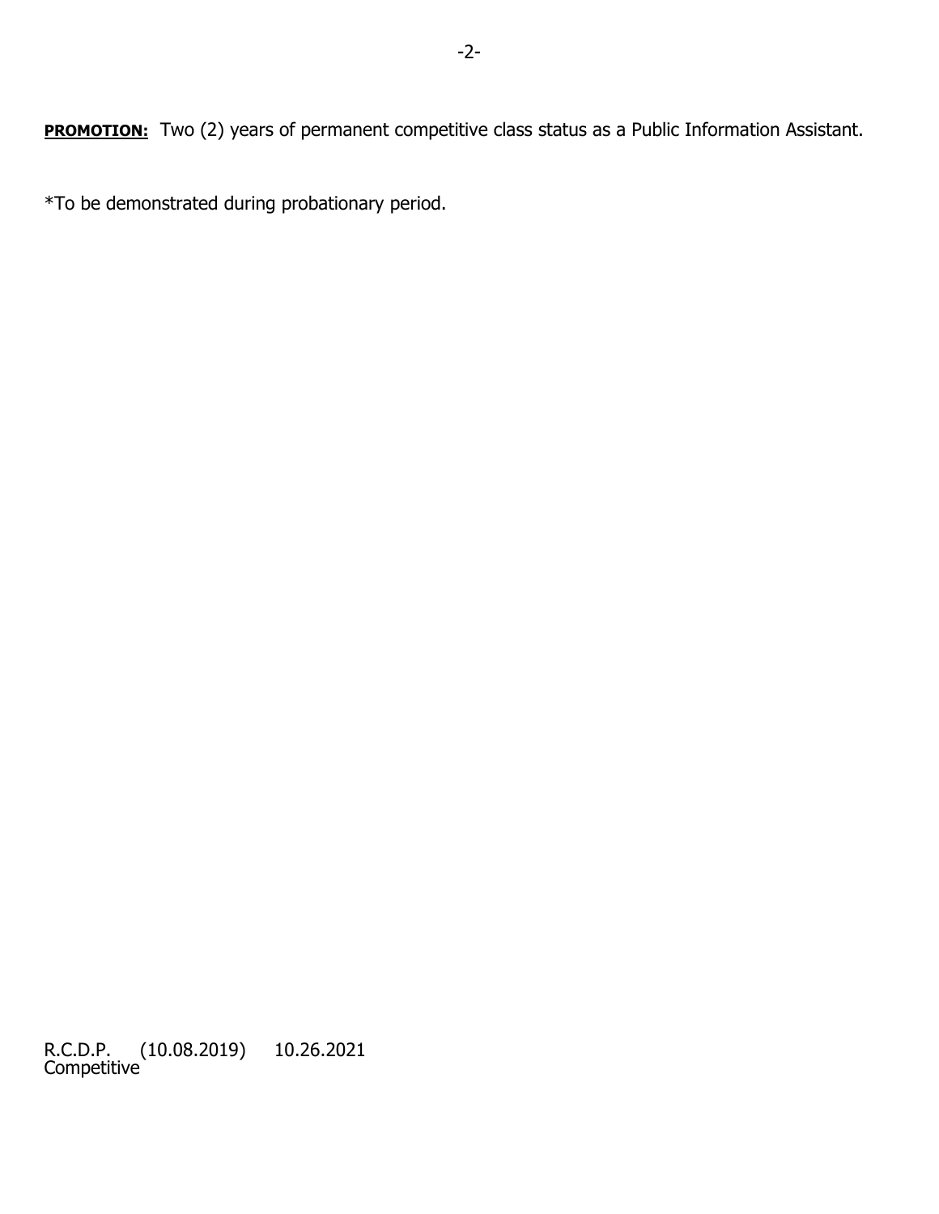**PROMOTION:** Two (2) years of permanent competitive class status as a Public Information Assistant.

*To be demonstrated during probationary period.

R.C.D.P. (10.08.2019) 10.26.2021
Competitive